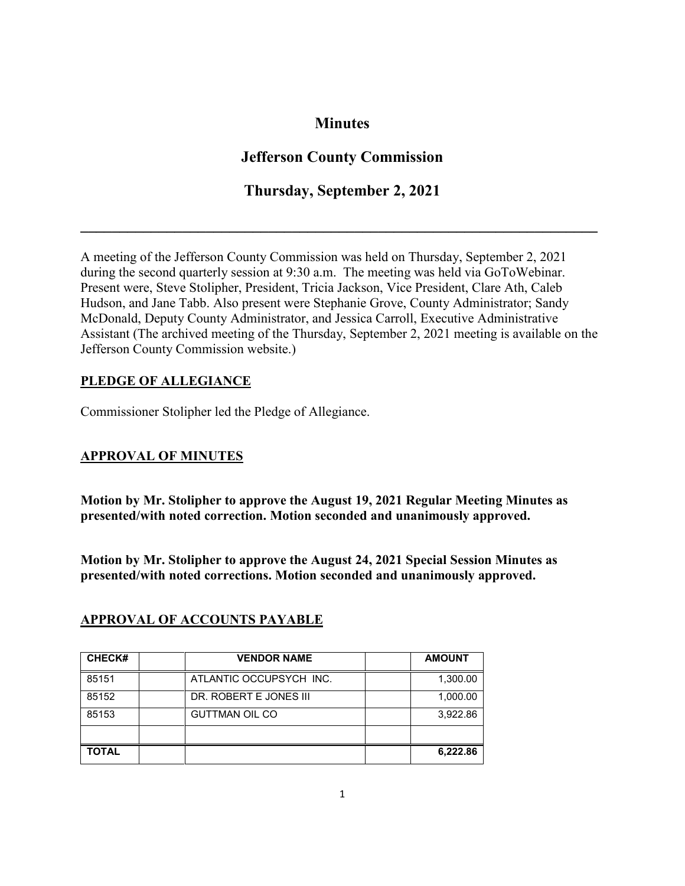# Minutes

## Jefferson County Commission

## Thursday, September 2, 2021

---

A meeting of the Jefferson County Commission was held on Thursday, September 2, 2021 during the second quarterly session at 9:30 a.m. The meeting was held via GoToWebinar. Present were, Steve Stolipher, President, Tricia Jackson, Vice President, Clare Ath, Caleb Hudson, and Jane Tabb. Also present were Stephanie Grove, County Administrator; Sandy McDonald, Deputy County Administrator, and Jessica Carroll, Executive Administrative Assistant (The archived meeting of the Thursday, September 2, 2021 meeting is available on the Jefferson County Commission website.)

**PLEDGE OF ALLEGIANCE**

Commissioner Stolipher led the Pledge of Allegiance.

**APPROVAL OF MINUTES**

**Motion by Mr. Stolipher to approve the August 19, 2021 Regular Meeting Minutes as presented/with noted correction. Motion seconded and unanimously approved.**

**Motion by Mr. Stolipher to approve the August 24, 2021 Special Session Minutes as presented/with noted corrections. Motion seconded and unanimously approved.**

**APPROVAL OF ACCOUNTS PAYABLE**

| CHECK# | | VENDOR NAME | | AMOUNT |
|---|---|---|---|---|
| 85151 | | ATLANTIC OCCUPSYCH INC. | | 1,300.00 |
| 85152 | | DR. ROBERT E JONES III | | 1,000.00 |
| 85153 | | GUTTMAN OIL CO | | 3,922.86 |
| | | | | |
| **TOTAL** | | | | **6,222.86** |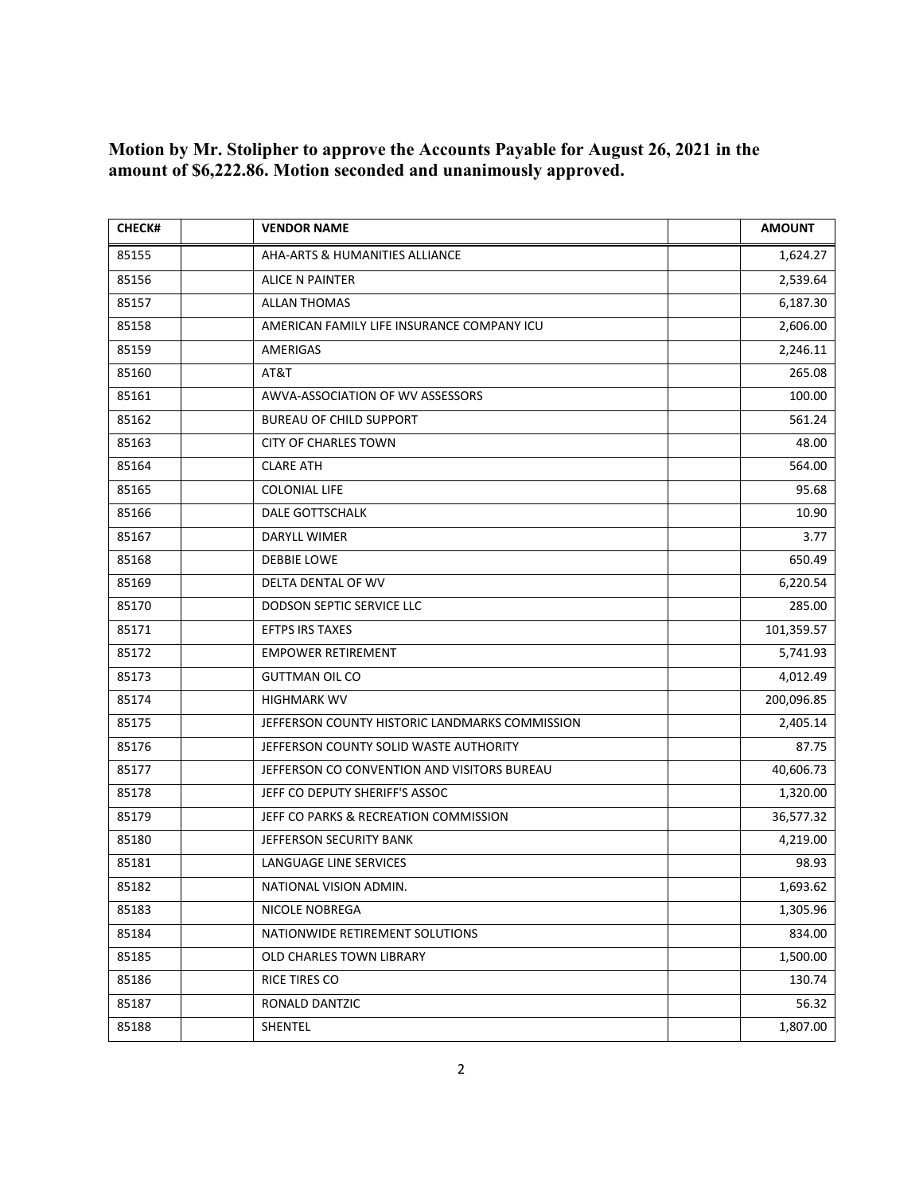**Motion by Mr. Stolipher to approve the Accounts Payable for August 26, 2021 in the amount of $6,222.86. Motion seconded and unanimously approved.**

| CHECK# | | VENDOR NAME | | AMOUNT |
|---|---|---|---|---|
| 85155 | | AHA-ARTS & HUMANITIES ALLIANCE | | 1,624.27 |
| 85156 | | ALICE N PAINTER | | 2,539.64 |
| 85157 | | ALLAN THOMAS | | 6,187.30 |
| 85158 | | AMERICAN FAMILY LIFE INSURANCE COMPANY ICU | | 2,606.00 |
| 85159 | | AMERIGAS | | 2,246.11 |
| 85160 | | AT&T | | 265.08 |
| 85161 | | AWVA-ASSOCIATION OF WV ASSESSORS | | 100.00 |
| 85162 | | BUREAU OF CHILD SUPPORT | | 561.24 |
| 85163 | | CITY OF CHARLES TOWN | | 48.00 |
| 85164 | | CLARE ATH | | 564.00 |
| 85165 | | COLONIAL LIFE | | 95.68 |
| 85166 | | DALE GOTTSCHALK | | 10.90 |
| 85167 | | DARYLL WIMER | | 3.77 |
| 85168 | | DEBBIE LOWE | | 650.49 |
| 85169 | | DELTA DENTAL OF WV | | 6,220.54 |
| 85170 | | DODSON SEPTIC SERVICE LLC | | 285.00 |
| 85171 | | EFTPS IRS TAXES | | 101,359.57 |
| 85172 | | EMPOWER RETIREMENT | | 5,741.93 |
| 85173 | | GUTTMAN OIL CO | | 4,012.49 |
| 85174 | | HIGHMARK WV | | 200,096.85 |
| 85175 | | JEFFERSON COUNTY HISTORIC LANDMARKS COMMISSION | | 2,405.14 |
| 85176 | | JEFFERSON COUNTY SOLID WASTE AUTHORITY | | 87.75 |
| 85177 | | JEFFERSON CO CONVENTION AND VISITORS BUREAU | | 40,606.73 |
| 85178 | | JEFF CO DEPUTY SHERIFF'S ASSOC | | 1,320.00 |
| 85179 | | JEFF CO PARKS & RECREATION COMMISSION | | 36,577.32 |
| 85180 | | JEFFERSON SECURITY BANK | | 4,219.00 |
| 85181 | | LANGUAGE LINE SERVICES | | 98.93 |
| 85182 | | NATIONAL VISION ADMIN. | | 1,693.62 |
| 85183 | | NICOLE NOBREGA | | 1,305.96 |
| 85184 | | NATIONWIDE RETIREMENT SOLUTIONS | | 834.00 |
| 85185 | | OLD CHARLES TOWN LIBRARY | | 1,500.00 |
| 85186 | | RICE TIRES CO | | 130.74 |
| 85187 | | RONALD DANTZIC | | 56.32 |
| 85188 | | SHENTEL | | 1,807.00 |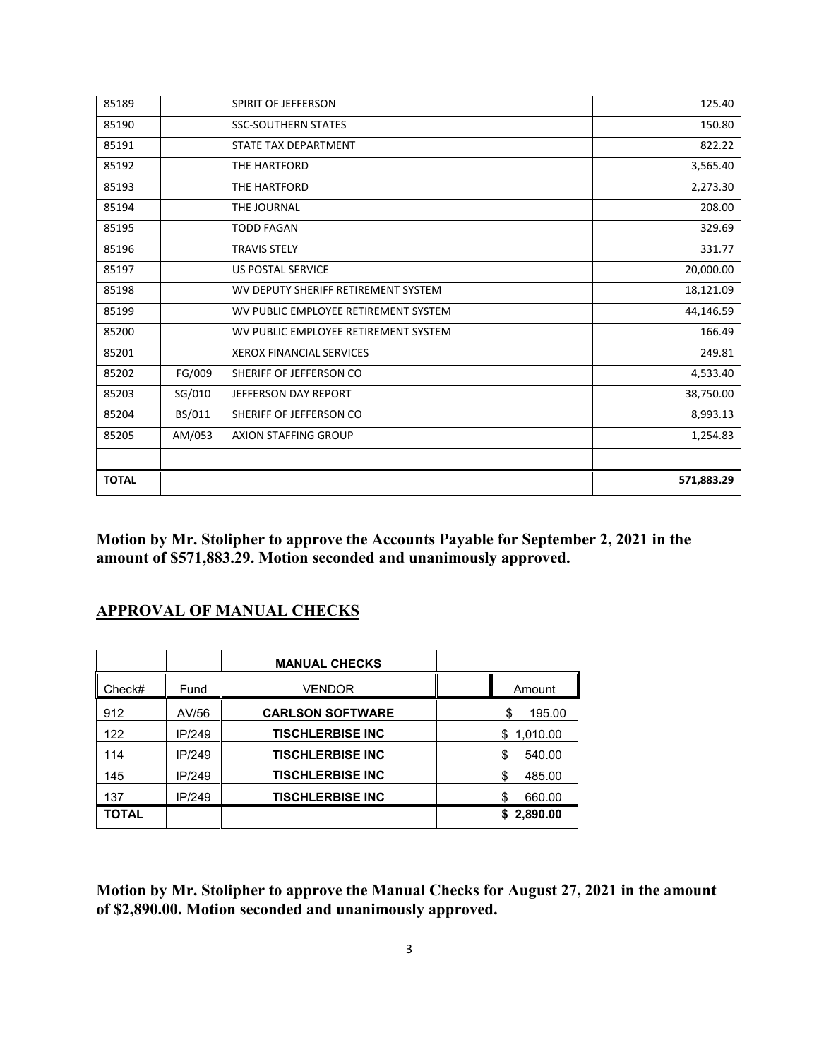| | | | | |
|---|---|---|---|---|
| 85189 | | SPIRIT OF JEFFERSON | | 125.40 |
| 85190 | | SSC-SOUTHERN STATES | | 150.80 |
| 85191 | | STATE TAX DEPARTMENT | | 822.22 |
| 85192 | | THE HARTFORD | | 3,565.40 |
| 85193 | | THE HARTFORD | | 2,273.30 |
| 85194 | | THE JOURNAL | | 208.00 |
| 85195 | | TODD FAGAN | | 329.69 |
| 85196 | | TRAVIS STELY | | 331.77 |
| 85197 | | US POSTAL SERVICE | | 20,000.00 |
| 85198 | | WV DEPUTY SHERIFF RETIREMENT SYSTEM | | 18,121.09 |
| 85199 | | WV PUBLIC EMPLOYEE RETIREMENT SYSTEM | | 44,146.59 |
| 85200 | | WV PUBLIC EMPLOYEE RETIREMENT SYSTEM | | 166.49 |
| 85201 | | XEROX FINANCIAL SERVICES | | 249.81 |
| 85202 | FG/009 | SHERIFF OF JEFFERSON CO | | 4,533.40 |
| 85203 | SG/010 | JEFFERSON DAY REPORT | | 38,750.00 |
| 85204 | BS/011 | SHERIFF OF JEFFERSON CO | | 8,993.13 |
| 85205 | AM/053 | AXION STAFFING GROUP | | 1,254.83 |
| | | | | |
| **TOTAL** | | | | **571,883.29** |

**Motion by Mr. Stolipher to approve the Accounts Payable for September 2, 2021 in the amount of $571,883.29. Motion seconded and unanimously approved.**

## APPROVAL OF MANUAL CHECKS

| | | **MANUAL CHECKS** | | |
|---|---|---|---|---|
| Check# | Fund | VENDOR | | Amount |
| 912 | AV/56 | **CARLSON SOFTWARE** | | $ 195.00 |
| 122 | IP/249 | **TISCHLERBISE INC** | | $ 1,010.00 |
| 114 | IP/249 | **TISCHLERBISE INC** | | $ 540.00 |
| 145 | IP/249 | **TISCHLERBISE INC** | | $ 485.00 |
| 137 | IP/249 | **TISCHLERBISE INC** | | $ 660.00 |
| **TOTAL** | | | | **$ 2,890.00** |

**Motion by Mr. Stolipher to approve the Manual Checks for August 27, 2021 in the amount of $2,890.00. Motion seconded and unanimously approved.**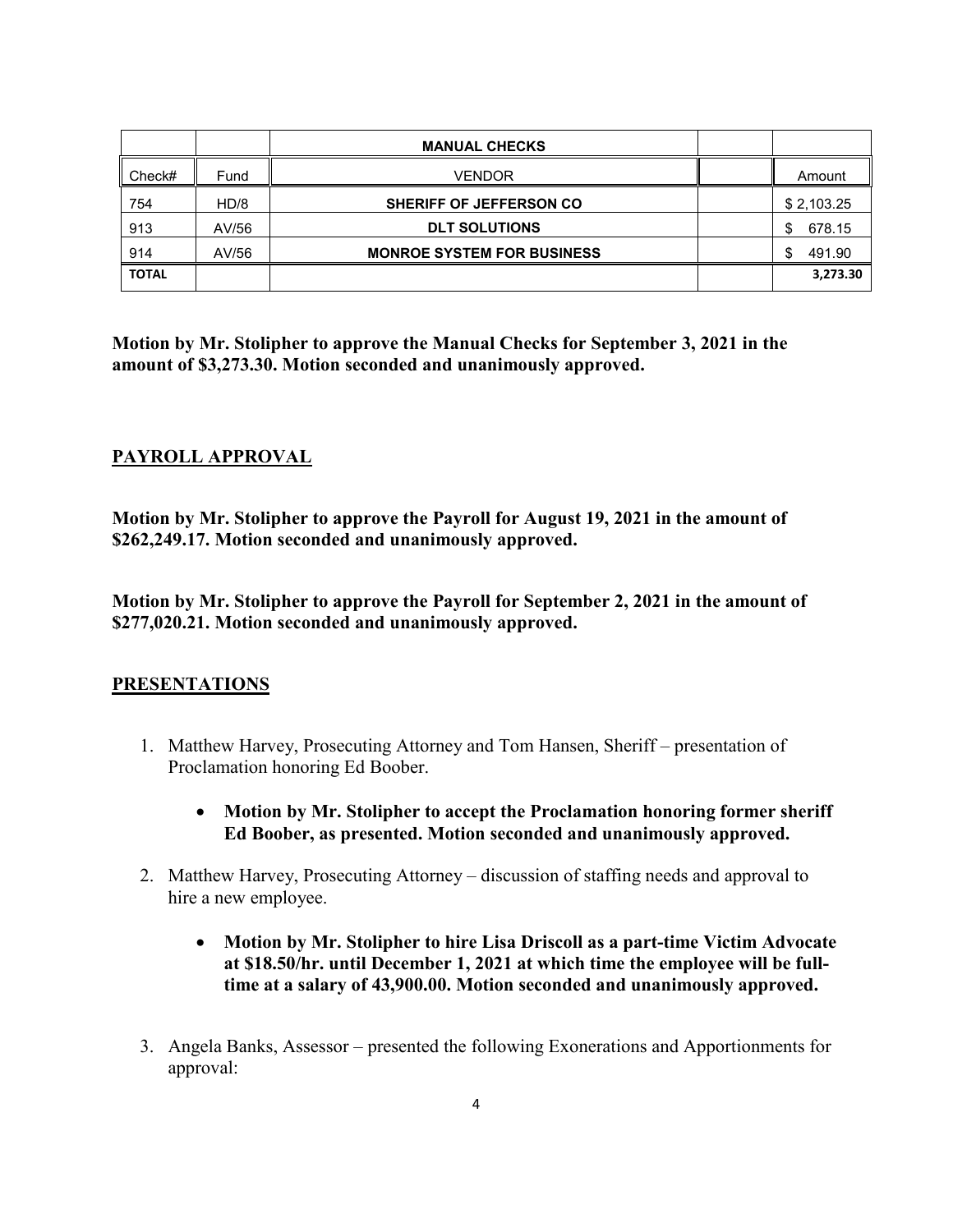| | | MANUAL CHECKS | | |
|---|---|---|---|---|
| Check# | Fund | VENDOR | | Amount |
| 754 | HD/8 | **SHERIFF OF JEFFERSON CO** | | $ 2,103.25 |
| 913 | AV/56 | **DLT SOLUTIONS** | | $ 678.15 |
| 914 | AV/56 | **MONROE SYSTEM FOR BUSINESS** | | $ 491.90 |
| **TOTAL** | | | | **3,273.30** |

**Motion by Mr. Stolipher to approve the Manual Checks for September 3, 2021 in the amount of $3,273.30. Motion seconded and unanimously approved.**

## PAYROLL APPROVAL

**Motion by Mr. Stolipher to approve the Payroll for August 19, 2021 in the amount of $262,249.17. Motion seconded and unanimously approved.**

**Motion by Mr. Stolipher to approve the Payroll for September 2, 2021 in the amount of $277,020.21. Motion seconded and unanimously approved.**

## PRESENTATIONS

1. Matthew Harvey, Prosecuting Attorney and Tom Hansen, Sheriff – presentation of Proclamation honoring Ed Boober.

    - **Motion by Mr. Stolipher to accept the Proclamation honoring former sheriff Ed Boober, as presented. Motion seconded and unanimously approved.**

2. Matthew Harvey, Prosecuting Attorney – discussion of staffing needs and approval to hire a new employee.

    - **Motion by Mr. Stolipher to hire Lisa Driscoll as a part-time Victim Advocate at $18.50/hr. until December 1, 2021 at which time the employee will be full-time at a salary of 43,900.00. Motion seconded and unanimously approved.**

3. Angela Banks, Assessor – presented the following Exonerations and Apportionments for approval: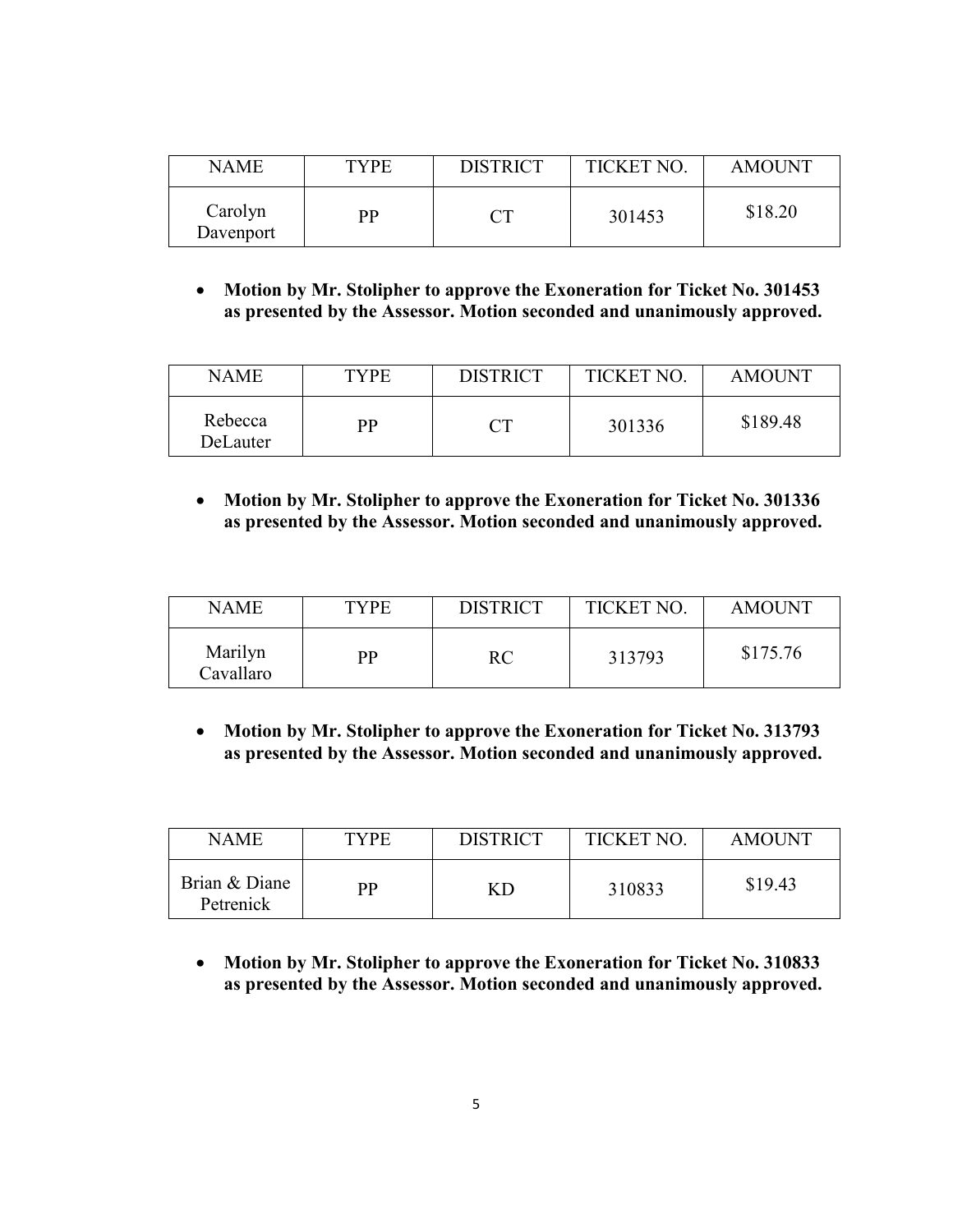| NAME | TYPE | DISTRICT | TICKET NO. | AMOUNT |
|---|---|---|---|---|
| Carolyn Davenport | PP | CT | 301453 | $18.20 |

- **Motion by Mr. Stolipher to approve the Exoneration for Ticket No. 301453 as presented by the Assessor. Motion seconded and unanimously approved.**

| NAME | TYPE | DISTRICT | TICKET NO. | AMOUNT |
|---|---|---|---|---|
| Rebecca DeLauter | PP | CT | 301336 | $189.48 |

- **Motion by Mr. Stolipher to approve the Exoneration for Ticket No. 301336 as presented by the Assessor. Motion seconded and unanimously approved.**

| NAME | TYPE | DISTRICT | TICKET NO. | AMOUNT |
|---|---|---|---|---|
| Marilyn Cavallaro | PP | RC | 313793 | $175.76 |

- **Motion by Mr. Stolipher to approve the Exoneration for Ticket No. 313793 as presented by the Assessor. Motion seconded and unanimously approved.**

| NAME | TYPE | DISTRICT | TICKET NO. | AMOUNT |
|---|---|---|---|---|
| Brian & Diane Petrenick | PP | KD | 310833 | $19.43 |

- **Motion by Mr. Stolipher to approve the Exoneration for Ticket No. 310833 as presented by the Assessor. Motion seconded and unanimously approved.**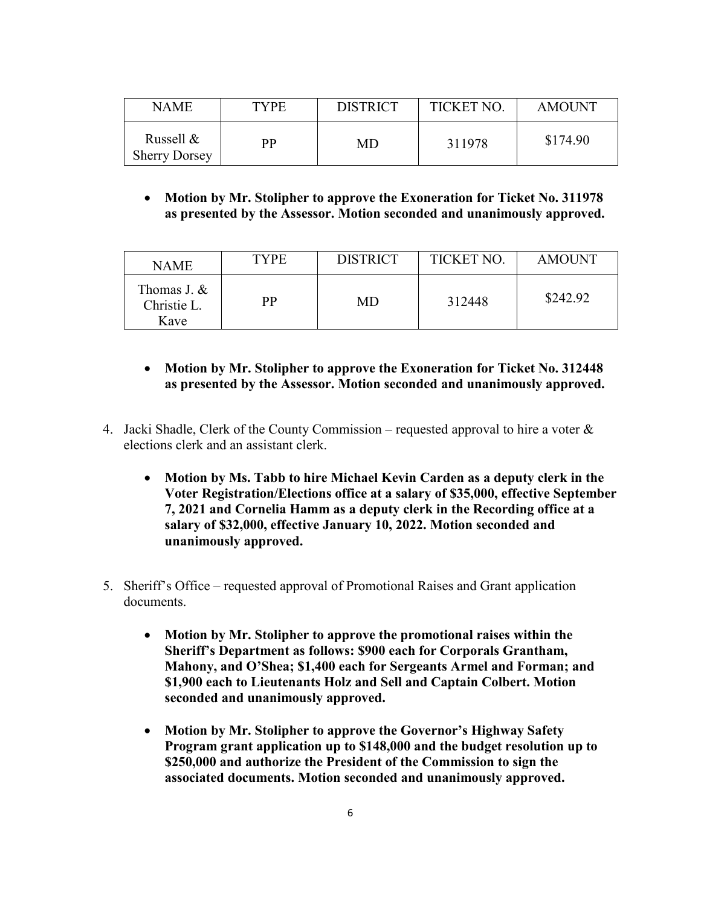| NAME | TYPE | DISTRICT | TICKET NO. | AMOUNT |
| --- | --- | --- | --- | --- |
| Russell & Sherry Dorsey | PP | MD | 311978 | $174.90 |

- **Motion by Mr. Stolipher to approve the Exoneration for Ticket No. 311978 as presented by the Assessor. Motion seconded and unanimously approved.**

| NAME | TYPE | DISTRICT | TICKET NO. | AMOUNT |
| --- | --- | --- | --- | --- |
| Thomas J. & Christie L. Kave | PP | MD | 312448 | $242.92 |

- **Motion by Mr. Stolipher to approve the Exoneration for Ticket No. 312448 as presented by the Assessor. Motion seconded and unanimously approved.**

4. Jacki Shadle, Clerk of the County Commission – requested approval to hire a voter & elections clerk and an assistant clerk.

    - **Motion by Ms. Tabb to hire Michael Kevin Carden as a deputy clerk in the Voter Registration/Elections office at a salary of $35,000, effective September 7, 2021 and Cornelia Hamm as a deputy clerk in the Recording office at a salary of $32,000, effective January 10, 2022. Motion seconded and unanimously approved.**

5. Sheriff's Office – requested approval of Promotional Raises and Grant application documents.

    - **Motion by Mr. Stolipher to approve the promotional raises within the Sheriff's Department as follows: $900 each for Corporals Grantham, Mahony, and O'Shea; $1,400 each for Sergeants Armel and Forman; and $1,900 each to Lieutenants Holz and Sell and Captain Colbert. Motion seconded and unanimously approved.**

    - **Motion by Mr. Stolipher to approve the Governor's Highway Safety Program grant application up to $148,000 and the budget resolution up to $250,000 and authorize the President of the Commission to sign the associated documents. Motion seconded and unanimously approved.**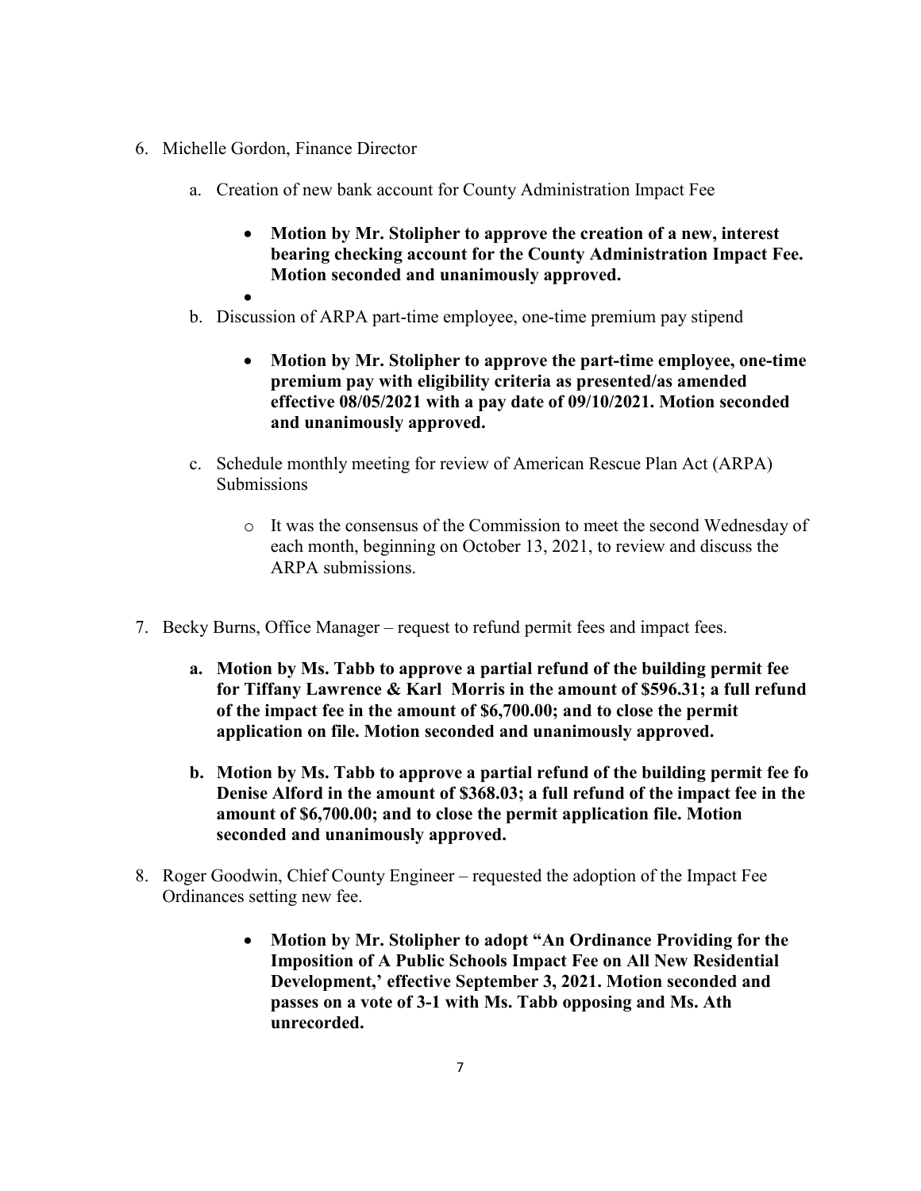6. Michelle Gordon, Finance Director

    a. Creation of new bank account for County Administration Impact Fee

        - **Motion by Mr. Stolipher to approve the creation of a new, interest bearing checking account for the County Administration Impact Fee. Motion seconded and unanimously approved.**
        -

    b. Discussion of ARPA part-time employee, one-time premium pay stipend

        - **Motion by Mr. Stolipher to approve the part-time employee, one-time premium pay with eligibility criteria as presented/as amended effective 08/05/2021 with a pay date of 09/10/2021. Motion seconded and unanimously approved.**

    c. Schedule monthly meeting for review of American Rescue Plan Act (ARPA) Submissions

        - It was the consensus of the Commission to meet the second Wednesday of each month, beginning on October 13, 2021, to review and discuss the ARPA submissions.

7. Becky Burns, Office Manager – request to refund permit fees and impact fees.

    **a. Motion by Ms. Tabb to approve a partial refund of the building permit fee for Tiffany Lawrence & Karl Morris in the amount of $596.31; a full refund of the impact fee in the amount of $6,700.00; and to close the permit application on file. Motion seconded and unanimously approved.**

    **b. Motion by Ms. Tabb to approve a partial refund of the building permit fee fo Denise Alford in the amount of $368.03; a full refund of the impact fee in the amount of $6,700.00; and to close the permit application file. Motion seconded and unanimously approved.**

8. Roger Goodwin, Chief County Engineer – requested the adoption of the Impact Fee Ordinances setting new fee.

    - **Motion by Mr. Stolipher to adopt "An Ordinance Providing for the Imposition of A Public Schools Impact Fee on All New Residential Development,' effective September 3, 2021. Motion seconded and passes on a vote of 3-1 with Ms. Tabb opposing and Ms. Ath unrecorded.**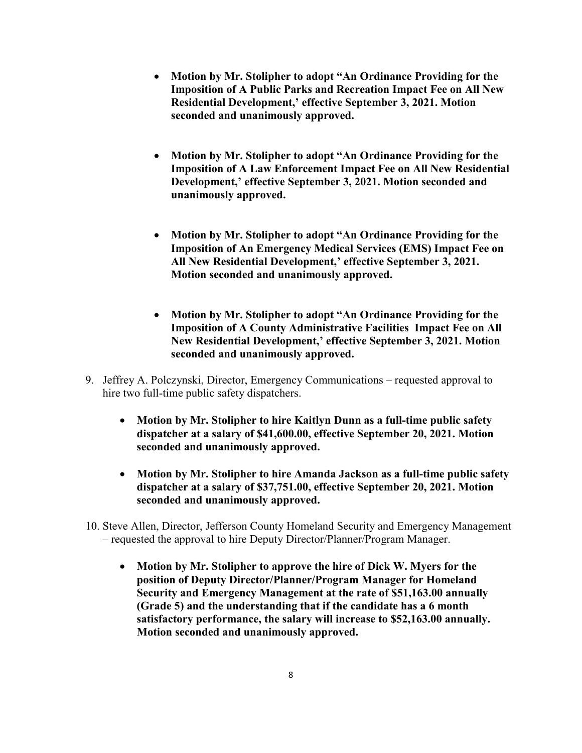- **Motion by Mr. Stolipher to adopt "An Ordinance Providing for the Imposition of A Public Parks and Recreation Impact Fee on All New Residential Development,' effective September 3, 2021. Motion seconded and unanimously approved.**

- **Motion by Mr. Stolipher to adopt "An Ordinance Providing for the Imposition of A Law Enforcement Impact Fee on All New Residential Development,' effective September 3, 2021. Motion seconded and unanimously approved.**

- **Motion by Mr. Stolipher to adopt "An Ordinance Providing for the Imposition of An Emergency Medical Services (EMS) Impact Fee on All New Residential Development,' effective September 3, 2021. Motion seconded and unanimously approved.**

- **Motion by Mr. Stolipher to adopt "An Ordinance Providing for the Imposition of A County Administrative Facilities Impact Fee on All New Residential Development,' effective September 3, 2021. Motion seconded and unanimously approved.**

9. Jeffrey A. Polczynski, Director, Emergency Communications – requested approval to hire two full-time public safety dispatchers.

   - **Motion by Mr. Stolipher to hire Kaitlyn Dunn as a full-time public safety dispatcher at a salary of $41,600.00, effective September 20, 2021. Motion seconded and unanimously approved.**

   - **Motion by Mr. Stolipher to hire Amanda Jackson as a full-time public safety dispatcher at a salary of $37,751.00, effective September 20, 2021. Motion seconded and unanimously approved.**

10. Steve Allen, Director, Jefferson County Homeland Security and Emergency Management – requested the approval to hire Deputy Director/Planner/Program Manager.

    - **Motion by Mr. Stolipher to approve the hire of Dick W. Myers for the position of Deputy Director/Planner/Program Manager for Homeland Security and Emergency Management at the rate of $51,163.00 annually (Grade 5) and the understanding that if the candidate has a 6 month satisfactory performance, the salary will increase to $52,163.00 annually. Motion seconded and unanimously approved.**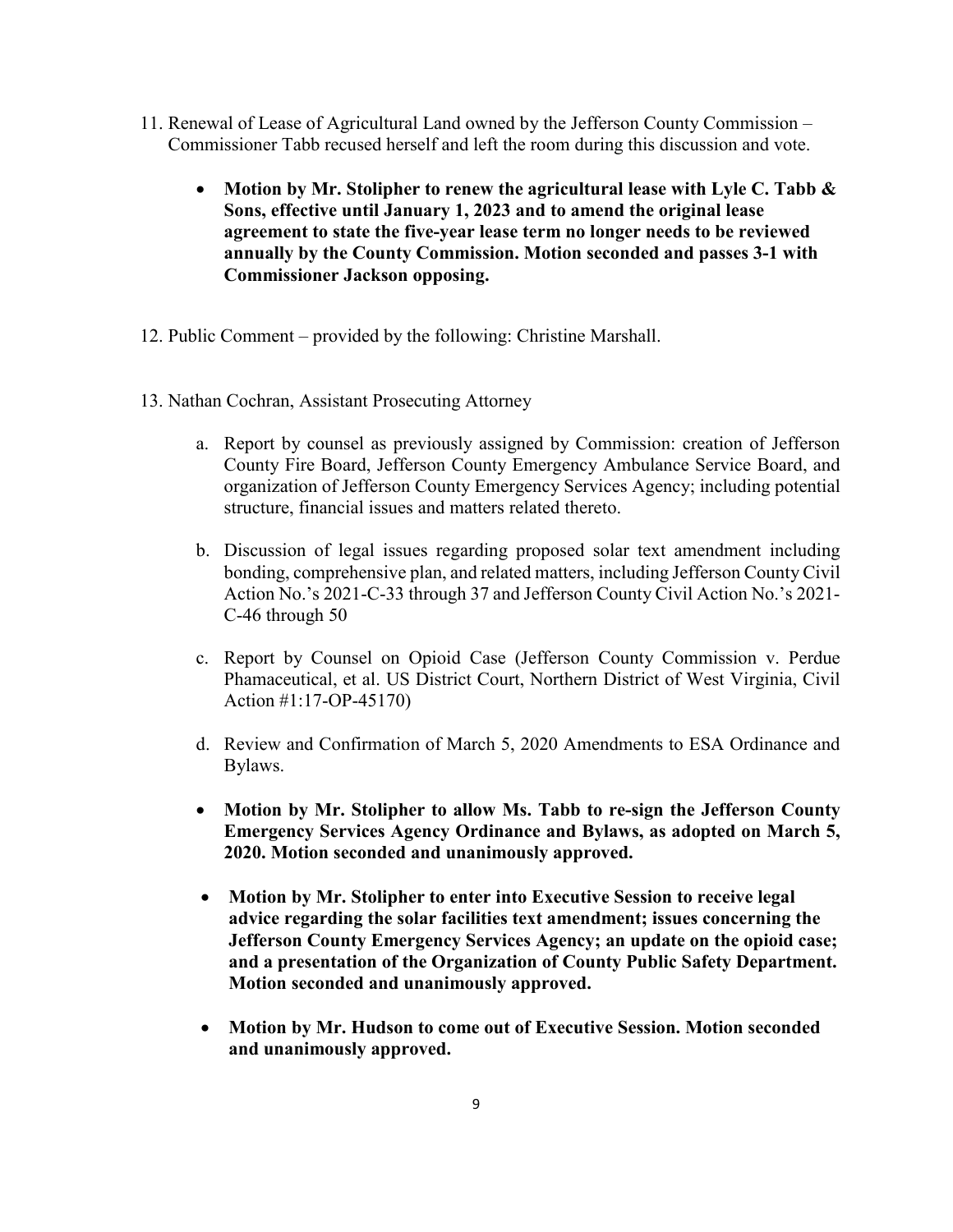11. Renewal of Lease of Agricultural Land owned by the Jefferson County Commission – Commissioner Tabb recused herself and left the room during this discussion and vote.

    - **Motion by Mr. Stolipher to renew the agricultural lease with Lyle C. Tabb & Sons, effective until January 1, 2023 and to amend the original lease agreement to state the five-year lease term no longer needs to be reviewed annually by the County Commission. Motion seconded and passes 3-1 with Commissioner Jackson opposing.**

12. Public Comment – provided by the following: Christine Marshall.

13. Nathan Cochran, Assistant Prosecuting Attorney

    a. Report by counsel as previously assigned by Commission: creation of Jefferson County Fire Board, Jefferson County Emergency Ambulance Service Board, and organization of Jefferson County Emergency Services Agency; including potential structure, financial issues and matters related thereto.

    b. Discussion of legal issues regarding proposed solar text amendment including bonding, comprehensive plan, and related matters, including Jefferson County Civil Action No.'s 2021-C-33 through 37 and Jefferson County Civil Action No.'s 2021-C-46 through 50

    c. Report by Counsel on Opioid Case (Jefferson County Commission v. Perdue Phamaceutical, et al. US District Court, Northern District of West Virginia, Civil Action #1:17-OP-45170)

    d. Review and Confirmation of March 5, 2020 Amendments to ESA Ordinance and Bylaws.

    - **Motion by Mr. Stolipher to allow Ms. Tabb to re-sign the Jefferson County Emergency Services Agency Ordinance and Bylaws, as adopted on March 5, 2020. Motion seconded and unanimously approved.**

    - **Motion by Mr. Stolipher to enter into Executive Session to receive legal advice regarding the solar facilities text amendment; issues concerning the Jefferson County Emergency Services Agency; an update on the opioid case; and a presentation of the Organization of County Public Safety Department. Motion seconded and unanimously approved.**

    - **Motion by Mr. Hudson to come out of Executive Session. Motion seconded and unanimously approved.**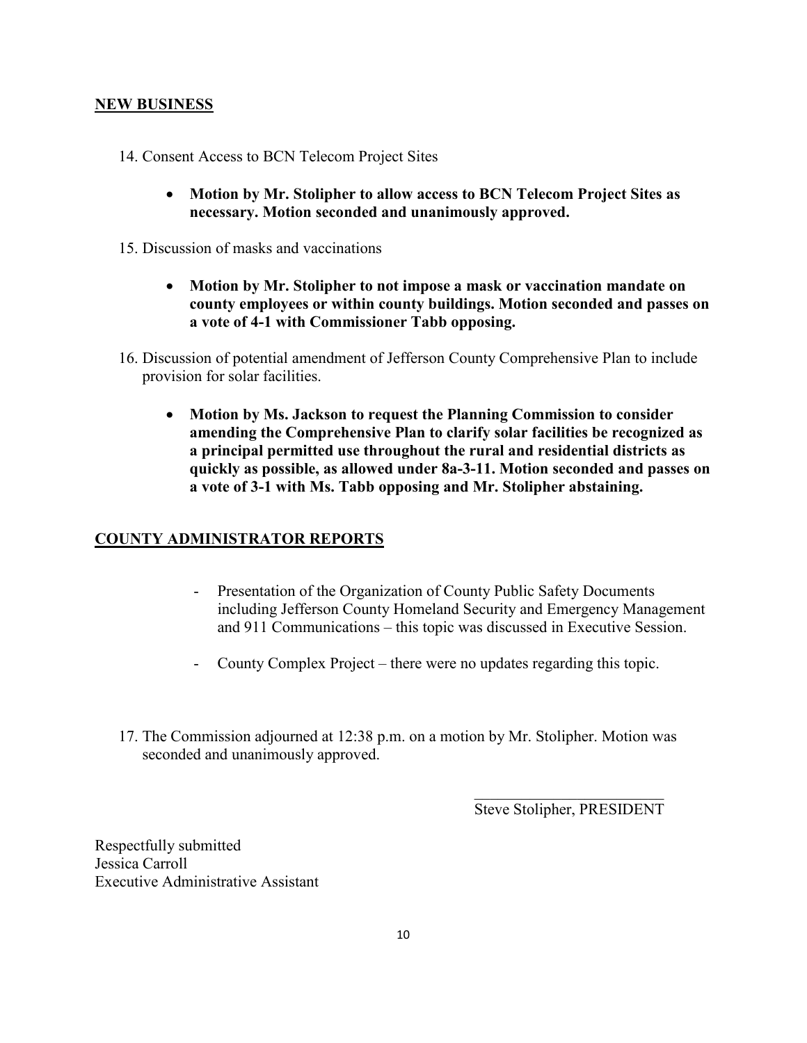## NEW BUSINESS

14. Consent Access to BCN Telecom Project Sites

    - **Motion by Mr. Stolipher to allow access to BCN Telecom Project Sites as necessary. Motion seconded and unanimously approved.**

15. Discussion of masks and vaccinations

    - **Motion by Mr. Stolipher to not impose a mask or vaccination mandate on county employees or within county buildings. Motion seconded and passes on a vote of 4-1 with Commissioner Tabb opposing.**

16. Discussion of potential amendment of Jefferson County Comprehensive Plan to include provision for solar facilities.

    - **Motion by Ms. Jackson to request the Planning Commission to consider amending the Comprehensive Plan to clarify solar facilities be recognized as a principal permitted use throughout the rural and residential districts as quickly as possible, as allowed under 8a-3-11. Motion seconded and passes on a vote of 3-1 with Ms. Tabb opposing and Mr. Stolipher abstaining.**

## COUNTY ADMINISTRATOR REPORTS

- Presentation of the Organization of County Public Safety Documents including Jefferson County Homeland Security and Emergency Management and 911 Communications – this topic was discussed in Executive Session.
- County Complex Project – there were no updates regarding this topic.

17. The Commission adjourned at 12:38 p.m. on a motion by Mr. Stolipher. Motion was seconded and unanimously approved.

\_\_\_\_\_\_\_\_\_\_\_\_\_\_\_\_\_\_\_\_\_\_\_\_\_

Steve Stolipher, PRESIDENT

Respectfully submitted
Jessica Carroll
Executive Administrative Assistant